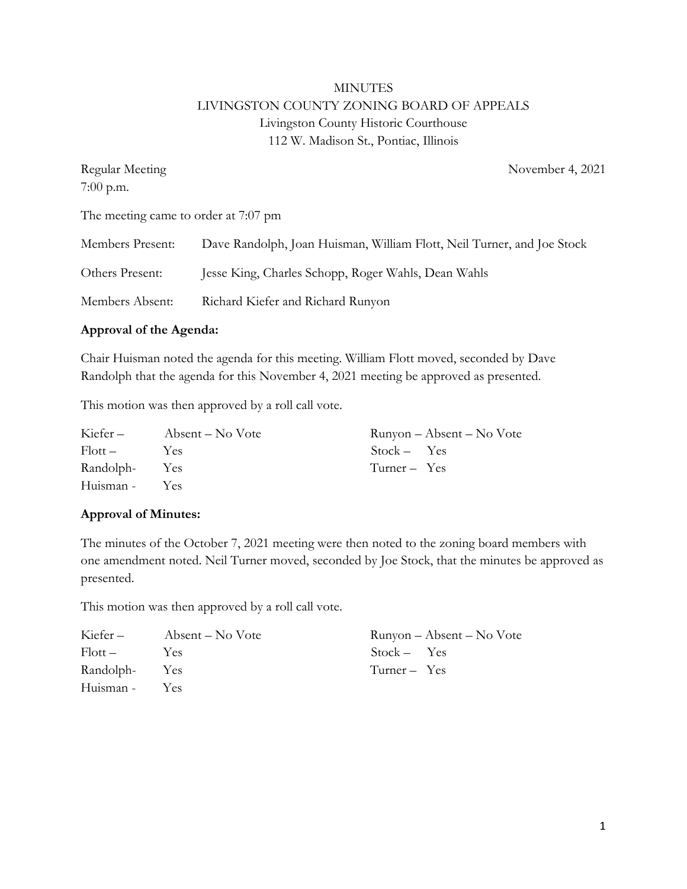# MINUTES
## LIVINGSTON COUNTY ZONING BOARD OF APPEALS
Livingston County Historic Courthouse
112 W. Madison St., Pontiac, Illinois

Regular Meeting
7:00 p.m.

November 4, 2021

The meeting came to order at 7:07 pm

Members Present: Dave Randolph, Joan Huisman, William Flott, Neil Turner, and Joe Stock

Others Present: Jesse King, Charles Schopp, Roger Wahls, Dean Wahls

Members Absent: Richard Kiefer and Richard Runyon

**Approval of the Agenda:**

Chair Huisman noted the agenda for this meeting. William Flott moved, seconded by Dave Randolph that the agenda for this November 4, 2021 meeting be approved as presented.

This motion was then approved by a roll call vote.

Kiefer – Absent – No Vote
Flott – Yes
Randolph- Yes
Huisman - Yes
Runyon – Absent – No Vote
Stock – Yes
Turner – Yes

**Approval of Minutes:**

The minutes of the October 7, 2021 meeting were then noted to the zoning board members with one amendment noted. Neil Turner moved, seconded by Joe Stock, that the minutes be approved as presented.

This motion was then approved by a roll call vote.

Kiefer – Absent – No Vote
Flott – Yes
Randolph- Yes
Huisman - Yes
Runyon – Absent – No Vote
Stock – Yes
Turner – Yes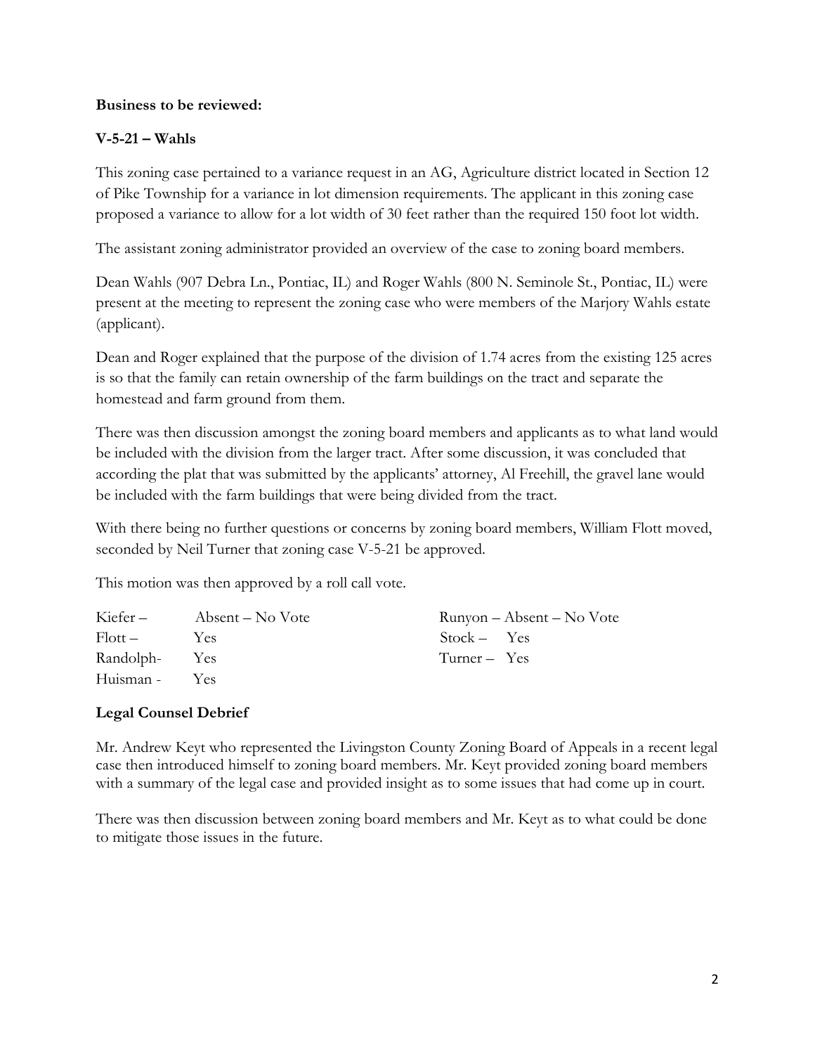**Business to be reviewed:**

**V-5-21 – Wahls**

This zoning case pertained to a variance request in an AG, Agriculture district located in Section 12 of Pike Township for a variance in lot dimension requirements. The applicant in this zoning case proposed a variance to allow for a lot width of 30 feet rather than the required 150 foot lot width.

The assistant zoning administrator provided an overview of the case to zoning board members.

Dean Wahls (907 Debra Ln., Pontiac, IL) and Roger Wahls (800 N. Seminole St., Pontiac, IL) were present at the meeting to represent the zoning case who were members of the Marjory Wahls estate (applicant).

Dean and Roger explained that the purpose of the division of 1.74 acres from the existing 125 acres is so that the family can retain ownership of the farm buildings on the tract and separate the homestead and farm ground from them.

There was then discussion amongst the zoning board members and applicants as to what land would be included with the division from the larger tract. After some discussion, it was concluded that according the plat that was submitted by the applicants' attorney, Al Freehill, the gravel lane would be included with the farm buildings that were being divided from the tract.

With there being no further questions or concerns by zoning board members, William Flott moved, seconded by Neil Turner that zoning case V-5-21 be approved.

This motion was then approved by a roll call vote.

Kiefer – Absent – No Vote
Flott – Yes
Randolph- Yes
Huisman - Yes
Runyon – Absent – No Vote
Stock – Yes
Turner – Yes

**Legal Counsel Debrief**

Mr. Andrew Keyt who represented the Livingston County Zoning Board of Appeals in a recent legal case then introduced himself to zoning board members. Mr. Keyt provided zoning board members with a summary of the legal case and provided insight as to some issues that had come up in court.

There was then discussion between zoning board members and Mr. Keyt as to what could be done to mitigate those issues in the future.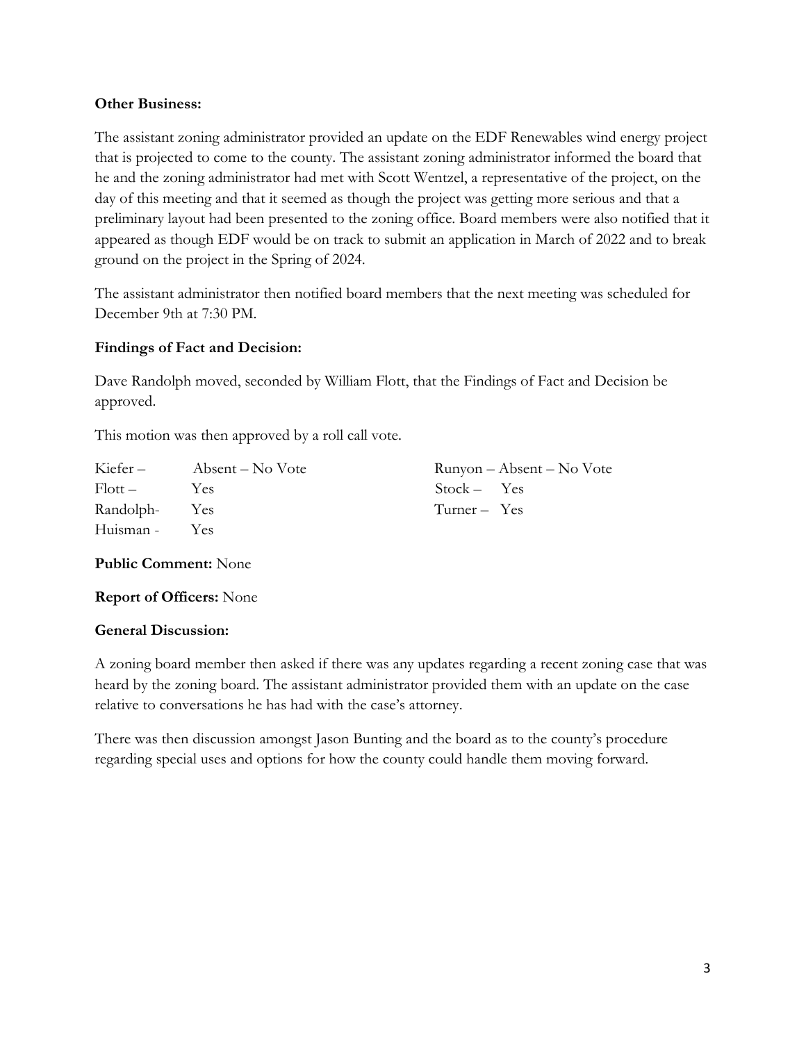**Other Business:**

The assistant zoning administrator provided an update on the EDF Renewables wind energy project that is projected to come to the county. The assistant zoning administrator informed the board that he and the zoning administrator had met with Scott Wentzel, a representative of the project, on the day of this meeting and that it seemed as though the project was getting more serious and that a preliminary layout had been presented to the zoning office. Board members were also notified that it appeared as though EDF would be on track to submit an application in March of 2022 and to break ground on the project in the Spring of 2024.

The assistant administrator then notified board members that the next meeting was scheduled for December 9th at 7:30 PM.

**Findings of Fact and Decision:**

Dave Randolph moved, seconded by William Flott, that the Findings of Fact and Decision be approved.

This motion was then approved by a roll call vote.

Kiefer – Absent – No Vote
Flott – Yes
Randolph- Yes
Huisman - Yes
Runyon – Absent – No Vote
Stock – Yes
Turner – Yes

**Public Comment:** None

**Report of Officers:** None

**General Discussion:**

A zoning board member then asked if there was any updates regarding a recent zoning case that was heard by the zoning board. The assistant administrator provided them with an update on the case relative to conversations he has had with the case's attorney.

There was then discussion amongst Jason Bunting and the board as to the county's procedure regarding special uses and options for how the county could handle them moving forward.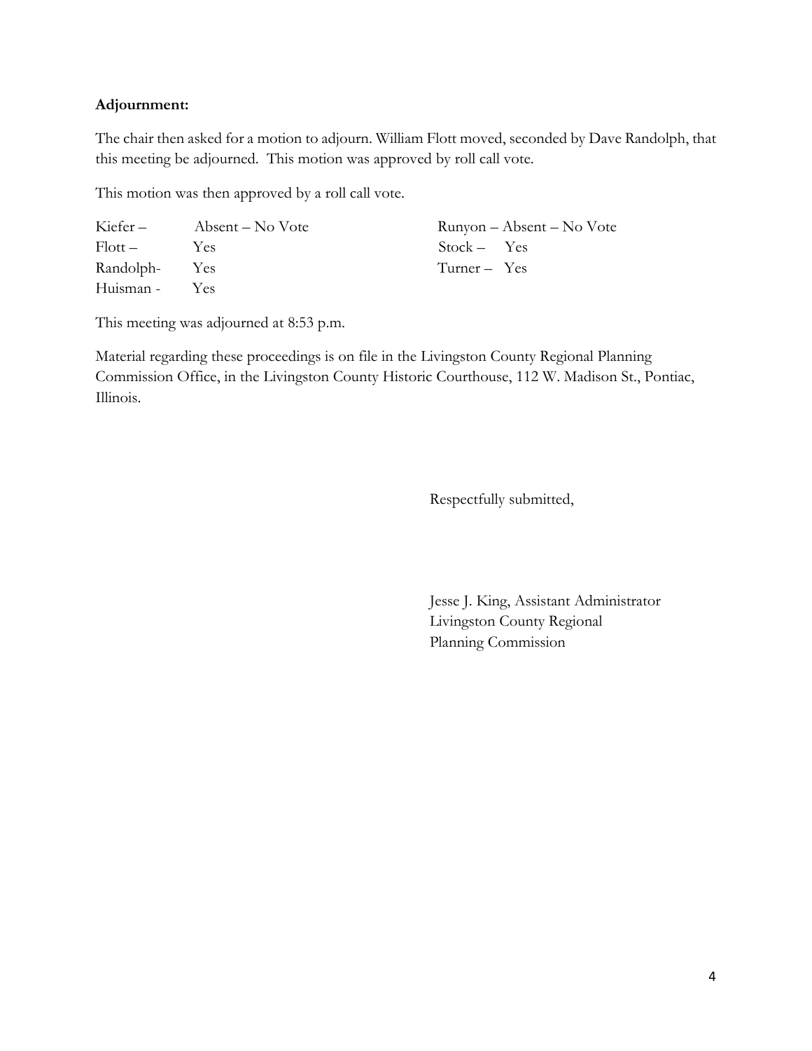**Adjournment:**

The chair then asked for a motion to adjourn. William Flott moved, seconded by Dave Randolph, that this meeting be adjourned. This motion was approved by roll call vote.

This motion was then approved by a roll call vote.

| | | | |
|---|---|---|---|
| Kiefer – | Absent – No Vote | Runyon – | Absent – No Vote |
| Flott – | Yes | Stock – | Yes |
| Randolph- | Yes | Turner – | Yes |
| Huisman - | Yes | | |

This meeting was adjourned at 8:53 p.m.

Material regarding these proceedings is on file in the Livingston County Regional Planning Commission Office, in the Livingston County Historic Courthouse, 112 W. Madison St., Pontiac, Illinois.

Respectfully submitted,

Jesse J. King, Assistant Administrator
Livingston County Regional
Planning Commission